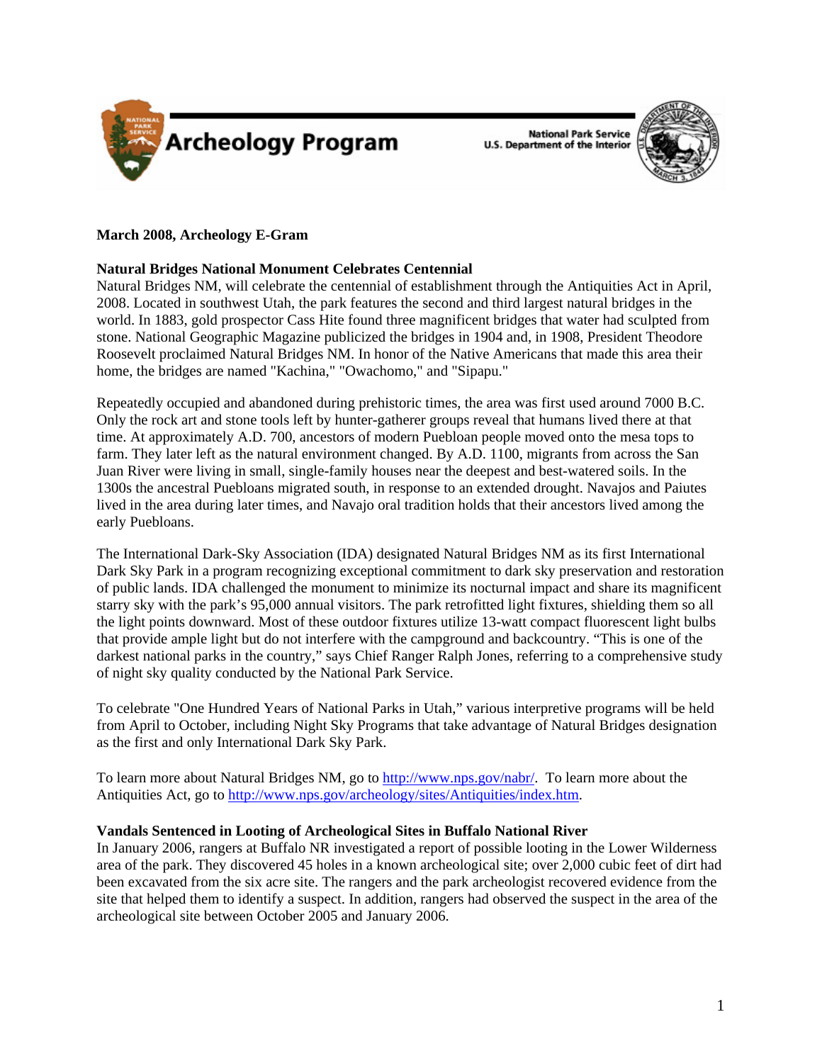# Archeology Program

National Park Service
U.S. Department of the Interior

**March 2008, Archeology E-Gram**

## Natural Bridges National Monument Celebrates Centennial

Natural Bridges NM, will celebrate the centennial of establishment through the Antiquities Act in April, 2008. Located in southwest Utah, the park features the second and third largest natural bridges in the world. In 1883, gold prospector Cass Hite found three magnificent bridges that water had sculpted from stone. National Geographic Magazine publicized the bridges in 1904 and, in 1908, President Theodore Roosevelt proclaimed Natural Bridges NM. In honor of the Native Americans that made this area their home, the bridges are named "Kachina," "Owachomo," and "Sipapu."

Repeatedly occupied and abandoned during prehistoric times, the area was first used around 7000 B.C. Only the rock art and stone tools left by hunter-gatherer groups reveal that humans lived there at that time. At approximately A.D. 700, ancestors of modern Puebloan people moved onto the mesa tops to farm. They later left as the natural environment changed. By A.D. 1100, migrants from across the San Juan River were living in small, single-family houses near the deepest and best-watered soils. In the 1300s the ancestral Puebloans migrated south, in response to an extended drought. Navajos and Paiutes lived in the area during later times, and Navajo oral tradition holds that their ancestors lived among the early Puebloans.

The International Dark-Sky Association (IDA) designated Natural Bridges NM as its first International Dark Sky Park in a program recognizing exceptional commitment to dark sky preservation and restoration of public lands. IDA challenged the monument to minimize its nocturnal impact and share its magnificent starry sky with the park's 95,000 annual visitors. The park retrofitted light fixtures, shielding them so all the light points downward. Most of these outdoor fixtures utilize 13-watt compact fluorescent light bulbs that provide ample light but do not interfere with the campground and backcountry. "This is one of the darkest national parks in the country," says Chief Ranger Ralph Jones, referring to a comprehensive study of night sky quality conducted by the National Park Service.

To celebrate "One Hundred Years of National Parks in Utah," various interpretive programs will be held from April to October, including Night Sky Programs that take advantage of Natural Bridges designation as the first and only International Dark Sky Park.

To learn more about Natural Bridges NM, go to http://www.nps.gov/nabr/. To learn more about the Antiquities Act, go to http://www.nps.gov/archeology/sites/Antiquities/index.htm.

## Vandals Sentenced in Looting of Archeological Sites in Buffalo National River

In January 2006, rangers at Buffalo NR investigated a report of possible looting in the Lower Wilderness area of the park. They discovered 45 holes in a known archeological site; over 2,000 cubic feet of dirt had been excavated from the six acre site. The rangers and the park archeologist recovered evidence from the site that helped them to identify a suspect. In addition, rangers had observed the suspect in the area of the archeological site between October 2005 and January 2006.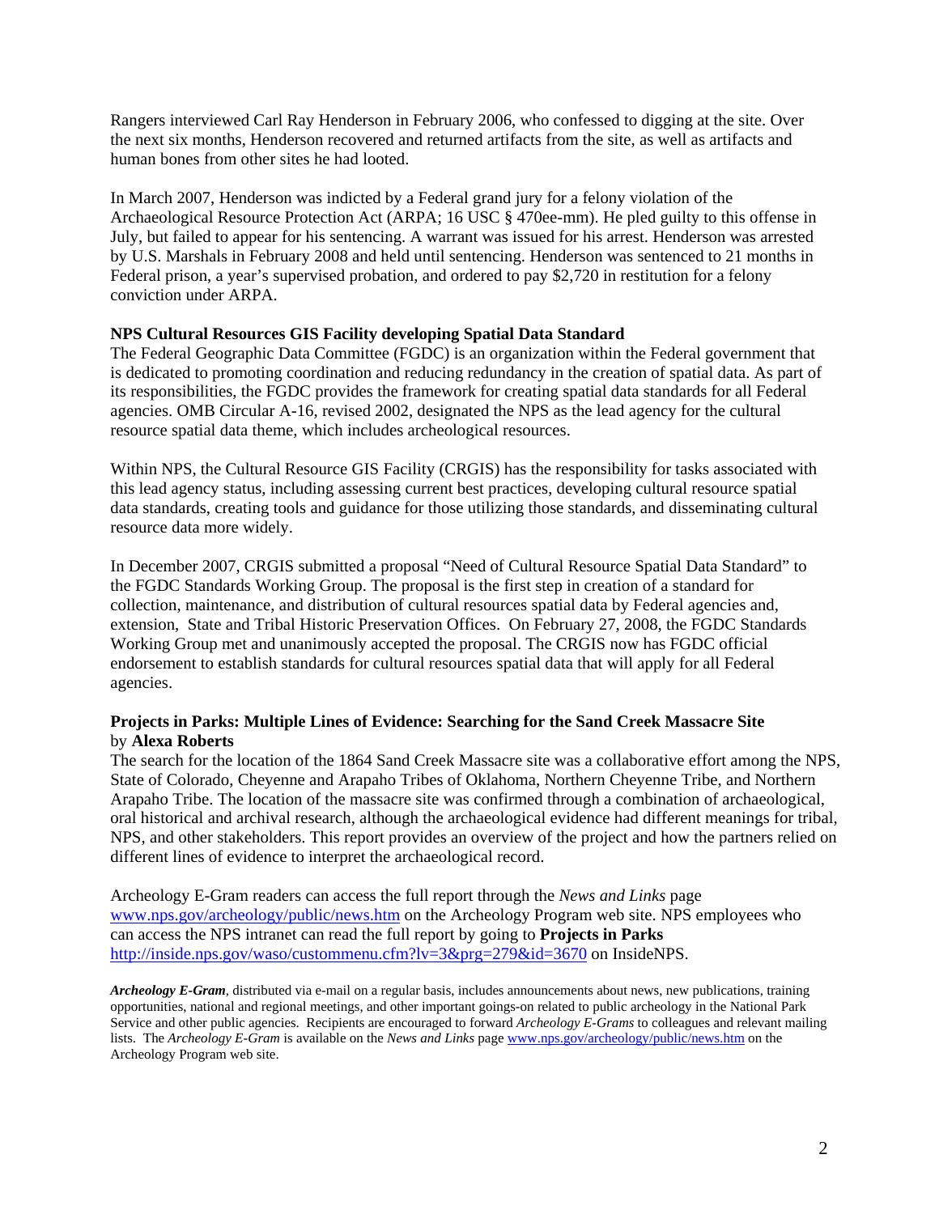Rangers interviewed Carl Ray Henderson in February 2006, who confessed to digging at the site. Over the next six months, Henderson recovered and returned artifacts from the site, as well as artifacts and human bones from other sites he had looted.

In March 2007, Henderson was indicted by a Federal grand jury for a felony violation of the Archaeological Resource Protection Act (ARPA; 16 USC § 470ee-mm). He pled guilty to this offense in July, but failed to appear for his sentencing. A warrant was issued for his arrest. Henderson was arrested by U.S. Marshals in February 2008 and held until sentencing. Henderson was sentenced to 21 months in Federal prison, a year's supervised probation, and ordered to pay $2,720 in restitution for a felony conviction under ARPA.

**NPS Cultural Resources GIS Facility developing Spatial Data Standard**

The Federal Geographic Data Committee (FGDC) is an organization within the Federal government that is dedicated to promoting coordination and reducing redundancy in the creation of spatial data. As part of its responsibilities, the FGDC provides the framework for creating spatial data standards for all Federal agencies. OMB Circular A-16, revised 2002, designated the NPS as the lead agency for the cultural resource spatial data theme, which includes archeological resources.

Within NPS, the Cultural Resource GIS Facility (CRGIS) has the responsibility for tasks associated with this lead agency status, including assessing current best practices, developing cultural resource spatial data standards, creating tools and guidance for those utilizing those standards, and disseminating cultural resource data more widely.

In December 2007, CRGIS submitted a proposal "Need of Cultural Resource Spatial Data Standard" to the FGDC Standards Working Group. The proposal is the first step in creation of a standard for collection, maintenance, and distribution of cultural resources spatial data by Federal agencies and, extension, State and Tribal Historic Preservation Offices. On February 27, 2008, the FGDC Standards Working Group met and unanimously accepted the proposal. The CRGIS now has FGDC official endorsement to establish standards for cultural resources spatial data that will apply for all Federal agencies.

**Projects in Parks: Multiple Lines of Evidence: Searching for the Sand Creek Massacre Site** by **Alexa Roberts**

The search for the location of the 1864 Sand Creek Massacre site was a collaborative effort among the NPS, State of Colorado, Cheyenne and Arapaho Tribes of Oklahoma, Northern Cheyenne Tribe, and Northern Arapaho Tribe. The location of the massacre site was confirmed through a combination of archaeological, oral historical and archival research, although the archaeological evidence had different meanings for tribal, NPS, and other stakeholders. This report provides an overview of the project and how the partners relied on different lines of evidence to interpret the archaeological record.

Archeology E-Gram readers can access the full report through the *News and Links* page www.nps.gov/archeology/public/news.htm on the Archeology Program web site. NPS employees who can access the NPS intranet can read the full report by going to **Projects in Parks** http://inside.nps.gov/waso/custommenu.cfm?lv=3&prg=279&id=3670 on InsideNPS.

***Archeology E-Gram***, distributed via e-mail on a regular basis, includes announcements about news, new publications, training opportunities, national and regional meetings, and other important goings-on related to public archeology in the National Park Service and other public agencies. Recipients are encouraged to forward *Archeology E-Grams* to colleagues and relevant mailing lists. The *Archeology E-Gram* is available on the *News and Links* page www.nps.gov/archeology/public/news.htm on the Archeology Program web site.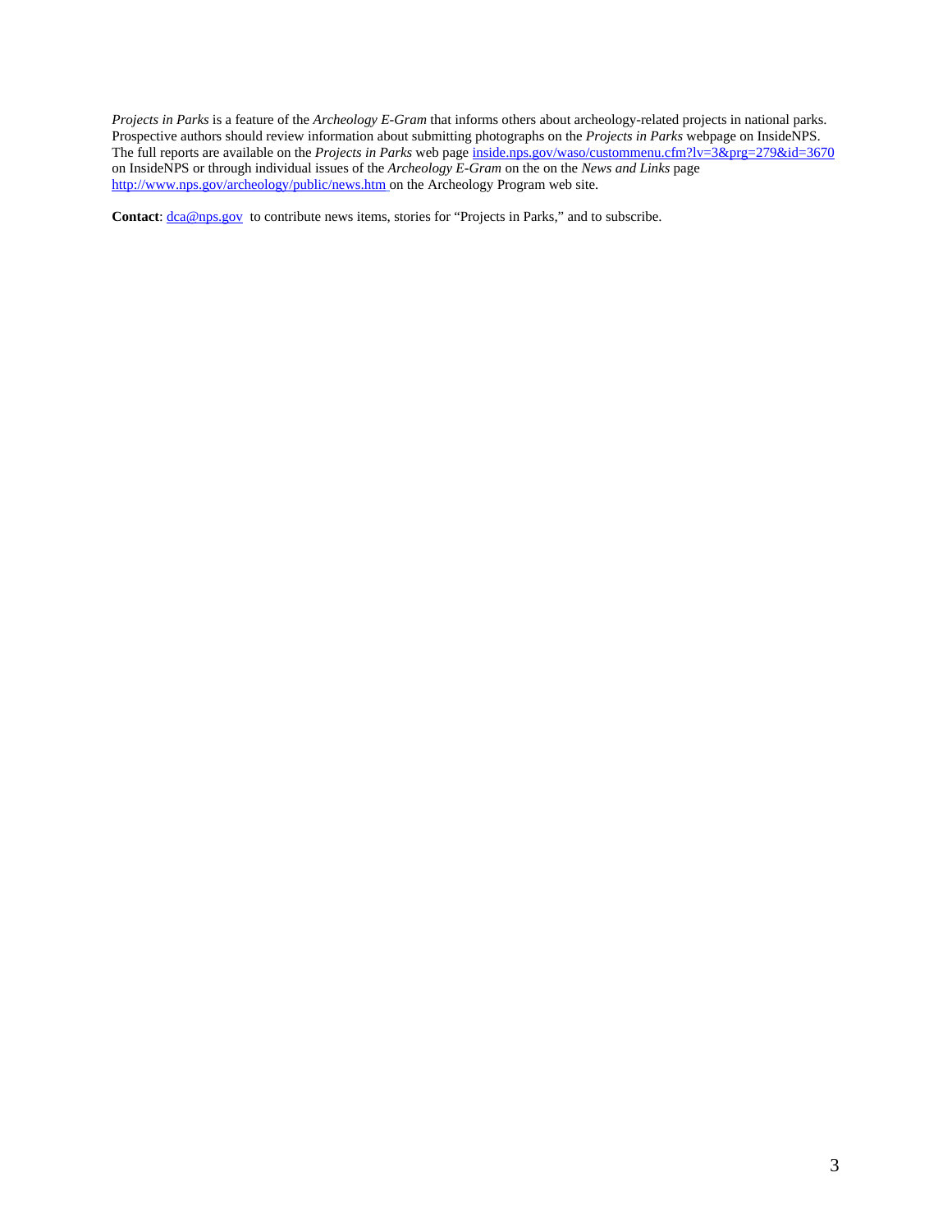*Projects in Parks* is a feature of the *Archeology E-Gram* that informs others about archeology-related projects in national parks. Prospective authors should review information about submitting photographs on the *Projects in Parks* webpage on InsideNPS. The full reports are available on the *Projects in Parks* web page inside.nps.gov/waso/custommenu.cfm?lv=3&prg=279&id=3670 on InsideNPS or through individual issues of the *Archeology E-Gram* on the on the *News and Links* page http://www.nps.gov/archeology/public/news.htm on the Archeology Program web site.

**Contact**: dca@nps.gov to contribute news items, stories for "Projects in Parks," and to subscribe.